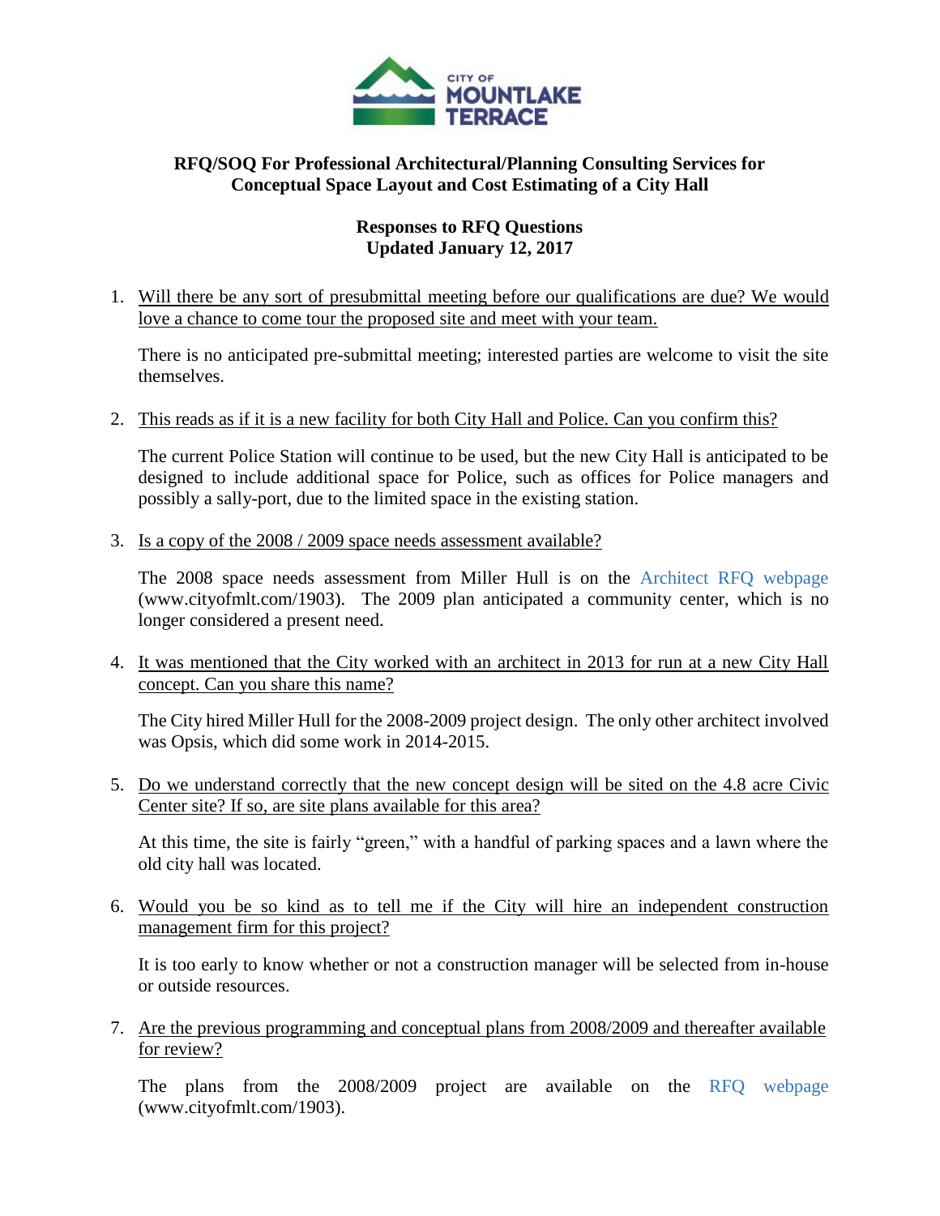CITY OF MOUNTLAKE TERRACE

**RFQ/SOQ For Professional Architectural/Planning Consulting Services for Conceptual Space Layout and Cost Estimating of a City Hall**

**Responses to RFQ Questions**
**Updated January 12, 2017**

1. Will there be any sort of presubmittal meeting before our qualifications are due? We would love a chance to come tour the proposed site and meet with your team.

   There is no anticipated pre-submittal meeting; interested parties are welcome to visit the site themselves.

2. This reads as if it is a new facility for both City Hall and Police. Can you confirm this?

   The current Police Station will continue to be used, but the new City Hall is anticipated to be designed to include additional space for Police, such as offices for Police managers and possibly a sally-port, due to the limited space in the existing station.

3. Is a copy of the 2008 / 2009 space needs assessment available?

   The 2008 space needs assessment from Miller Hull is on the Architect RFQ webpage (www.cityofmlt.com/1903). The 2009 plan anticipated a community center, which is no longer considered a present need.

4. It was mentioned that the City worked with an architect in 2013 for run at a new City Hall concept. Can you share this name?

   The City hired Miller Hull for the 2008-2009 project design. The only other architect involved was Opsis, which did some work in 2014-2015.

5. Do we understand correctly that the new concept design will be sited on the 4.8 acre Civic Center site? If so, are site plans available for this area?

   At this time, the site is fairly "green," with a handful of parking spaces and a lawn where the old city hall was located.

6. Would you be so kind as to tell me if the City will hire an independent construction management firm for this project?

   It is too early to know whether or not a construction manager will be selected from in-house or outside resources.

7. Are the previous programming and conceptual plans from 2008/2009 and thereafter available for review?

   The plans from the 2008/2009 project are available on the RFQ webpage (www.cityofmlt.com/1903).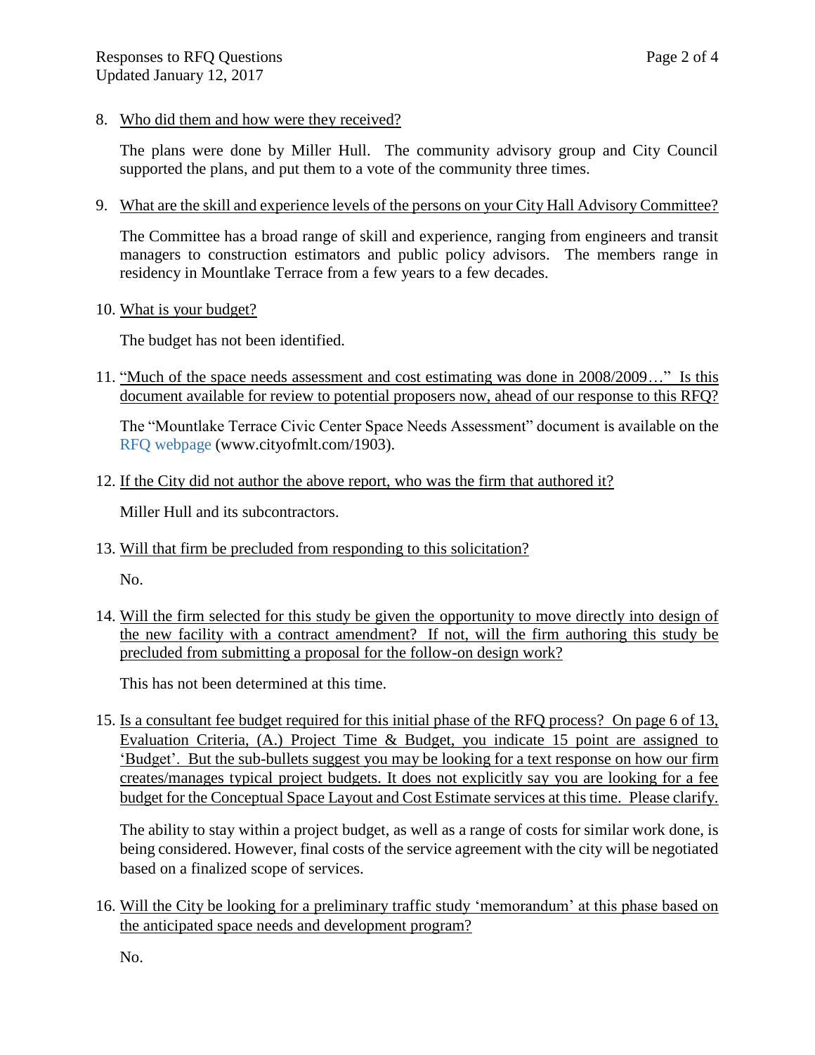8. Who did them and how were they received?

   The plans were done by Miller Hull. The community advisory group and City Council supported the plans, and put them to a vote of the community three times.

9. What are the skill and experience levels of the persons on your City Hall Advisory Committee?

   The Committee has a broad range of skill and experience, ranging from engineers and transit managers to construction estimators and public policy advisors. The members range in residency in Mountlake Terrace from a few years to a few decades.

10. What is your budget?

    The budget has not been identified.

11. "Much of the space needs assessment and cost estimating was done in 2008/2009…" Is this document available for review to potential proposers now, ahead of our response to this RFQ?

    The "Mountlake Terrace Civic Center Space Needs Assessment" document is available on the RFQ webpage (www.cityofmlt.com/1903).

12. If the City did not author the above report, who was the firm that authored it?

    Miller Hull and its subcontractors.

13. Will that firm be precluded from responding to this solicitation?

    No.

14. Will the firm selected for this study be given the opportunity to move directly into design of the new facility with a contract amendment? If not, will the firm authoring this study be precluded from submitting a proposal for the follow-on design work?

    This has not been determined at this time.

15. Is a consultant fee budget required for this initial phase of the RFQ process? On page 6 of 13, Evaluation Criteria, (A.) Project Time & Budget, you indicate 15 point are assigned to 'Budget'. But the sub-bullets suggest you may be looking for a text response on how our firm creates/manages typical project budgets. It does not explicitly say you are looking for a fee budget for the Conceptual Space Layout and Cost Estimate services at this time. Please clarify.

    The ability to stay within a project budget, as well as a range of costs for similar work done, is being considered. However, final costs of the service agreement with the city will be negotiated based on a finalized scope of services.

16. Will the City be looking for a preliminary traffic study 'memorandum' at this phase based on the anticipated space needs and development program?

    No.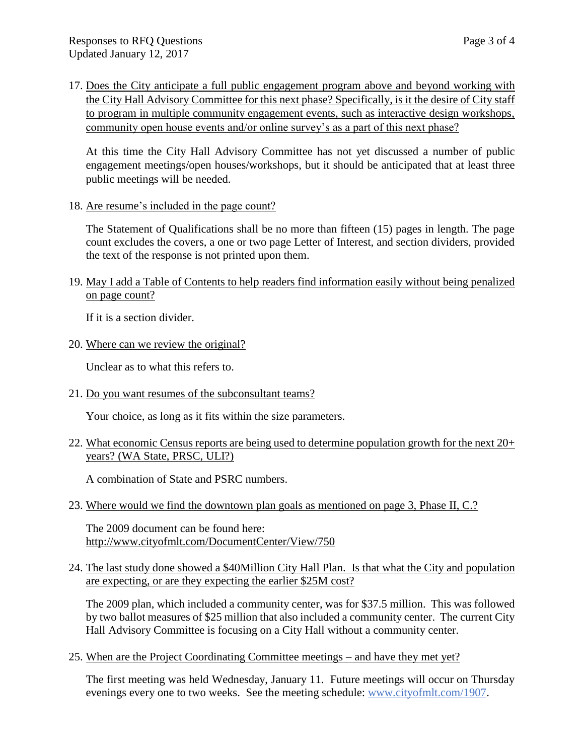17. Does the City anticipate a full public engagement program above and beyond working with the City Hall Advisory Committee for this next phase? Specifically, is it the desire of City staff to program in multiple community engagement events, such as interactive design workshops, community open house events and/or online survey's as a part of this next phase?

    At this time the City Hall Advisory Committee has not yet discussed a number of public engagement meetings/open houses/workshops, but it should be anticipated that at least three public meetings will be needed.

18. Are resume's included in the page count?

    The Statement of Qualifications shall be no more than fifteen (15) pages in length. The page count excludes the covers, a one or two page Letter of Interest, and section dividers, provided the text of the response is not printed upon them.

19. May I add a Table of Contents to help readers find information easily without being penalized on page count?

    If it is a section divider.

20. Where can we review the original?

    Unclear as to what this refers to.

21. Do you want resumes of the subconsultant teams?

    Your choice, as long as it fits within the size parameters.

22. What economic Census reports are being used to determine population growth for the next 20+ years? (WA State, PRSC, ULI?)

    A combination of State and PSRC numbers.

23. Where would we find the downtown plan goals as mentioned on page 3, Phase II, C.?

    The 2009 document can be found here:
    http://www.cityofmlt.com/DocumentCenter/View/750

24. The last study done showed a $40Million City Hall Plan. Is that what the City and population are expecting, or are they expecting the earlier $25M cost?

    The 2009 plan, which included a community center, was for $37.5 million. This was followed by two ballot measures of $25 million that also included a community center. The current City Hall Advisory Committee is focusing on a City Hall without a community center.

25. When are the Project Coordinating Committee meetings – and have they met yet?

    The first meeting was held Wednesday, January 11. Future meetings will occur on Thursday evenings every one to two weeks. See the meeting schedule: www.cityofmlt.com/1907.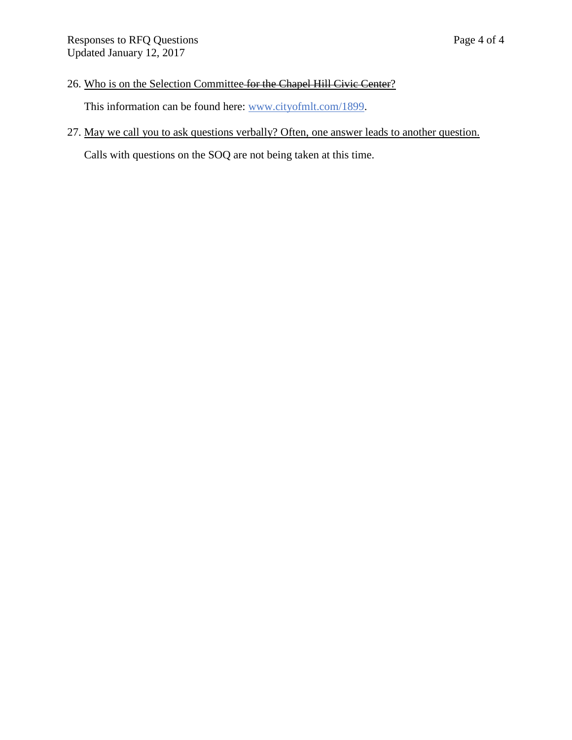26. Who is on the Selection Committee ~~for the Chapel Hill Civic Center~~?

    This information can be found here: [www.cityofmlt.com/1899](www.cityofmlt.com/1899).

27. May we call you to ask questions verbally? Often, one answer leads to another question.

    Calls with questions on the SOQ are not being taken at this time.